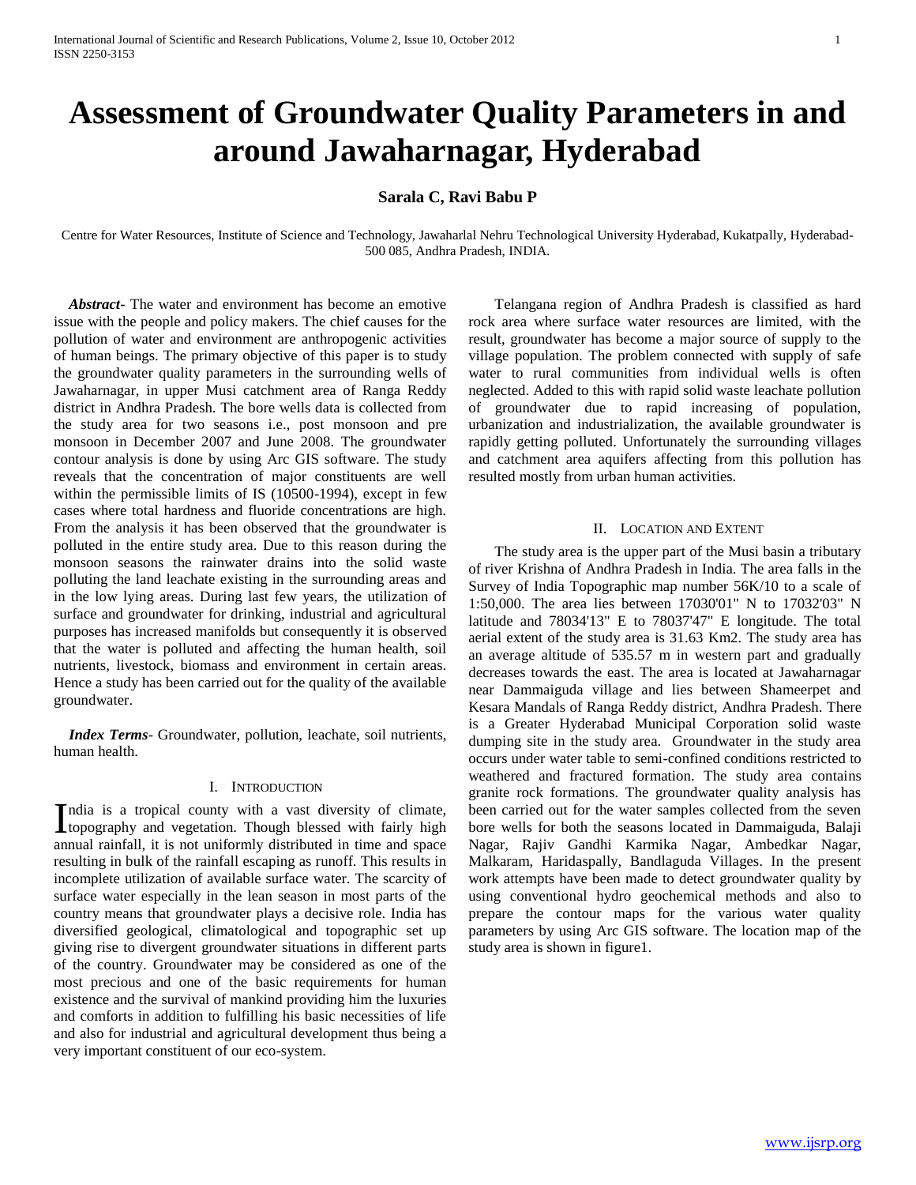# Assessment of Groundwater Quality Parameters in and around Jawaharnagar, Hyderabad

**Sarala C, Ravi Babu P**

Centre for Water Resources, Institute of Science and Technology, Jawaharlal Nehru Technological University Hyderabad, Kukatpally, Hyderabad-500 085, Andhra Pradesh, INDIA.

***Abstract***- The water and environment has become an emotive issue with the people and policy makers. The chief causes for the pollution of water and environment are anthropogenic activities of human beings. The primary objective of this paper is to study the groundwater quality parameters in the surrounding wells of Jawaharnagar, in upper Musi catchment area of Ranga Reddy district in Andhra Pradesh. The bore wells data is collected from the study area for two seasons i.e., post monsoon and pre monsoon in December 2007 and June 2008. The groundwater contour analysis is done by using Arc GIS software. The study reveals that the concentration of major constituents are well within the permissible limits of IS (10500-1994), except in few cases where total hardness and fluoride concentrations are high. From the analysis it has been observed that the groundwater is polluted in the entire study area. Due to this reason during the monsoon seasons the rainwater drains into the solid waste polluting the land leachate existing in the surrounding areas and in the low lying areas. During last few years, the utilization of surface and groundwater for drinking, industrial and agricultural purposes has increased manifolds but consequently it is observed that the water is polluted and affecting the human health, soil nutrients, livestock, biomass and environment in certain areas. Hence a study has been carried out for the quality of the available groundwater.

***Index Terms***- Groundwater, pollution, leachate, soil nutrients, human health.

## I. Introduction

India is a tropical county with a vast diversity of climate, topography and vegetation. Though blessed with fairly high annual rainfall, it is not uniformly distributed in time and space resulting in bulk of the rainfall escaping as runoff. This results in incomplete utilization of available surface water. The scarcity of surface water especially in the lean season in most parts of the country means that groundwater plays a decisive role. India has diversified geological, climatological and topographic set up giving rise to divergent groundwater situations in different parts of the country. Groundwater may be considered as one of the most precious and one of the basic requirements for human existence and the survival of mankind providing him the luxuries and comforts in addition to fulfilling his basic necessities of life and also for industrial and agricultural development thus being a very important constituent of our eco-system.

Telangana region of Andhra Pradesh is classified as hard rock area where surface water resources are limited, with the result, groundwater has become a major source of supply to the village population. The problem connected with supply of safe water to rural communities from individual wells is often neglected. Added to this with rapid solid waste leachate pollution of groundwater due to rapid increasing of population, urbanization and industrialization, the available groundwater is rapidly getting polluted. Unfortunately the surrounding villages and catchment area aquifers affecting from this pollution has resulted mostly from urban human activities.

## II. Location and Extent

The study area is the upper part of the Musi basin a tributary of river Krishna of Andhra Pradesh in India. The area falls in the Survey of India Topographic map number 56K/10 to a scale of 1:50,000. The area lies between 17030'01" N to 17032'03" N latitude and 78034'13" E to 78037'47" E longitude. The total aerial extent of the study area is 31.63 Km2. The study area has an average altitude of 535.57 m in western part and gradually decreases towards the east. The area is located at Jawaharnagar near Dammaiguda village and lies between Shameerpet and Kesara Mandals of Ranga Reddy district, Andhra Pradesh. There is a Greater Hyderabad Municipal Corporation solid waste dumping site in the study area. Groundwater in the study area occurs under water table to semi-confined conditions restricted to weathered and fractured formation. The study area contains granite rock formations. The groundwater quality analysis has been carried out for the water samples collected from the seven bore wells for both the seasons located in Dammaiguda, Balaji Nagar, Rajiv Gandhi Karmika Nagar, Ambedkar Nagar, Malkaram, Haridaspally, Bandlaguda Villages. In the present work attempts have been made to detect groundwater quality by using conventional hydro geochemical methods and also to prepare the contour maps for the various water quality parameters by using Arc GIS software. The location map of the study area is shown in figure1.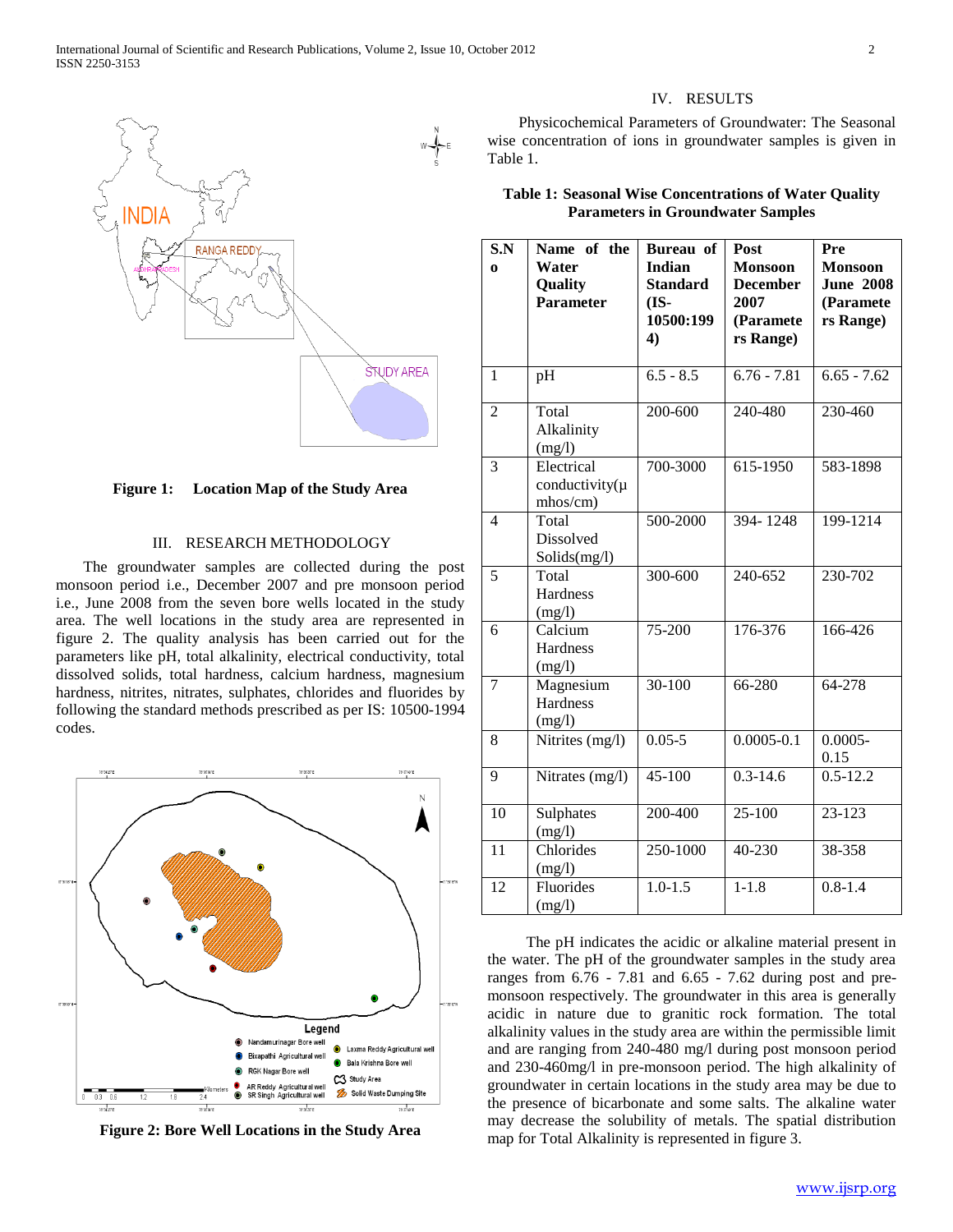Figure 1: Location Map of the Study Area

## III. RESEARCH METHODOLOGY

The groundwater samples are collected during the post monsoon period i.e., December 2007 and pre monsoon period i.e., June 2008 from the seven bore wells located in the study area. The well locations in the study area are represented in figure 2. The quality analysis has been carried out for the parameters like pH, total alkalinity, electrical conductivity, total dissolved solids, total hardness, calcium hardness, magnesium hardness, nitrites, nitrates, sulphates, chlorides and fluorides by following the standard methods prescribed as per IS: 10500-1994 codes.

Figure 2: Bore Well Locations in the Study Area

## IV. RESULTS

Physicochemical Parameters of Groundwater: The Seasonal wise concentration of ions in groundwater samples is given in Table 1.

**Table 1: Seasonal Wise Concentrations of Water Quality Parameters in Groundwater Samples**

| S.No | Name of the Water Quality Parameter | Bureau of Indian Standard (IS-10500:1994) | Post Monsoon December 2007 (Parameters Range) | Pre Monsoon June 2008 (Parameters Range) |
|---|---|---|---|---|
| 1 | pH | 6.5 - 8.5 | 6.76 - 7.81 | 6.65 - 7.62 |
| 2 | Total Alkalinity (mg/l) | 200-600 | 240-480 | 230-460 |
| 3 | Electrical conductivity(μ mhos/cm) | 700-3000 | 615-1950 | 583-1898 |
| 4 | Total Dissolved Solids(mg/l) | 500-2000 | 394- 1248 | 199-1214 |
| 5 | Total Hardness (mg/l) | 300-600 | 240-652 | 230-702 |
| 6 | Calcium Hardness (mg/l) | 75-200 | 176-376 | 166-426 |
| 7 | Magnesium Hardness (mg/l) | 30-100 | 66-280 | 64-278 |
| 8 | Nitrites (mg/l) | 0.05-5 | 0.0005-0.1 | 0.0005-0.15 |
| 9 | Nitrates (mg/l) | 45-100 | 0.3-14.6 | 0.5-12.2 |
| 10 | Sulphates (mg/l) | 200-400 | 25-100 | 23-123 |
| 11 | Chlorides (mg/l) | 250-1000 | 40-230 | 38-358 |
| 12 | Fluorides (mg/l) | 1.0-1.5 | 1-1.8 | 0.8-1.4 |

The pH indicates the acidic or alkaline material present in the water. The pH of the groundwater samples in the study area ranges from 6.76 - 7.81 and 6.65 - 7.62 during post and pre-monsoon respectively. The groundwater in this area is generally acidic in nature due to granitic rock formation. The total alkalinity values in the study area are within the permissible limit and are ranging from 240-480 mg/l during post monsoon period and 230-460mg/l in pre-monsoon period. The high alkalinity of groundwater in certain locations in the study area may be due to the presence of bicarbonate and some salts. The alkaline water may decrease the solubility of metals. The spatial distribution map for Total Alkalinity is represented in figure 3.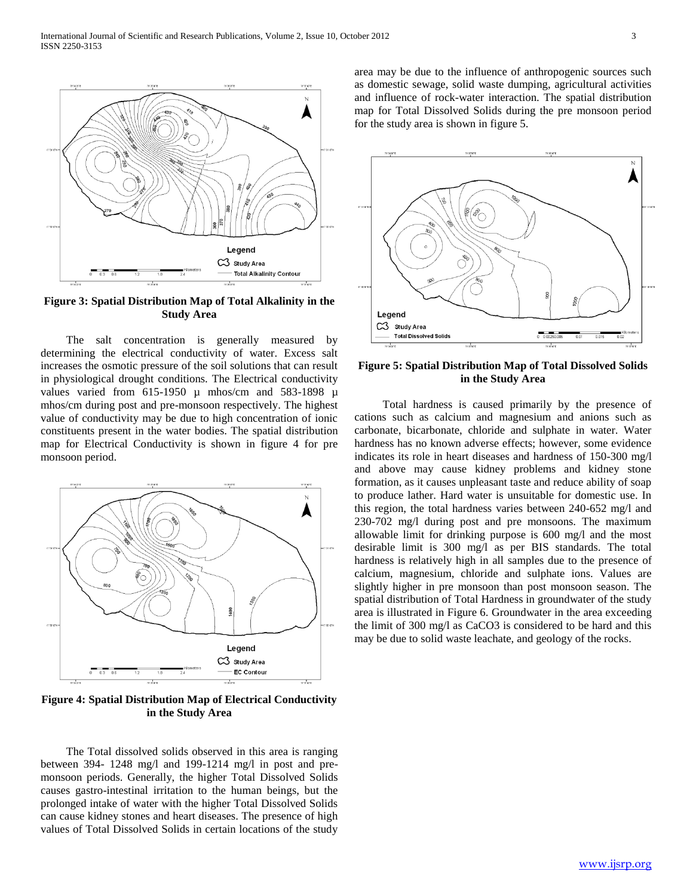**Figure 3: Spatial Distribution Map of Total Alkalinity in the Study Area**

The salt concentration is generally measured by determining the electrical conductivity of water. Excess salt increases the osmotic pressure of the soil solutions that can result in physiological drought conditions. The Electrical conductivity values varied from 615-1950 µ mhos/cm and 583-1898 µ mhos/cm during post and pre-monsoon respectively. The highest value of conductivity may be due to high concentration of ionic constituents present in the water bodies. The spatial distribution map for Electrical Conductivity is shown in figure 4 for pre monsoon period.

**Figure 4: Spatial Distribution Map of Electrical Conductivity in the Study Area**

The Total dissolved solids observed in this area is ranging between 394- 1248 mg/l and 199-1214 mg/l in post and pre-monsoon periods. Generally, the higher Total Dissolved Solids causes gastro-intestinal irritation to the human beings, but the prolonged intake of water with the higher Total Dissolved Solids can cause kidney stones and heart diseases. The presence of high values of Total Dissolved Solids in certain locations of the study area may be due to the influence of anthropogenic sources such as domestic sewage, solid waste dumping, agricultural activities and influence of rock-water interaction. The spatial distribution map for Total Dissolved Solids during the pre monsoon period for the study area is shown in figure 5.

**Figure 5: Spatial Distribution Map of Total Dissolved Solids in the Study Area**

Total hardness is caused primarily by the presence of cations such as calcium and magnesium and anions such as carbonate, bicarbonate, chloride and sulphate in water. Water hardness has no known adverse effects; however, some evidence indicates its role in heart diseases and hardness of 150-300 mg/l and above may cause kidney problems and kidney stone formation, as it causes unpleasant taste and reduce ability of soap to produce lather. Hard water is unsuitable for domestic use. In this region, the total hardness varies between 240-652 mg/l and 230-702 mg/l during post and pre monsoons. The maximum allowable limit for drinking purpose is 600 mg/l and the most desirable limit is 300 mg/l as per BIS standards. The total hardness is relatively high in all samples due to the presence of calcium, magnesium, chloride and sulphate ions. Values are slightly higher in pre monsoon than post monsoon season. The spatial distribution of Total Hardness in groundwater of the study area is illustrated in Figure 6. Groundwater in the area exceeding the limit of 300 mg/l as $CaCO_3$ is considered to be hard and this may be due to solid waste leachate, and geology of the rocks.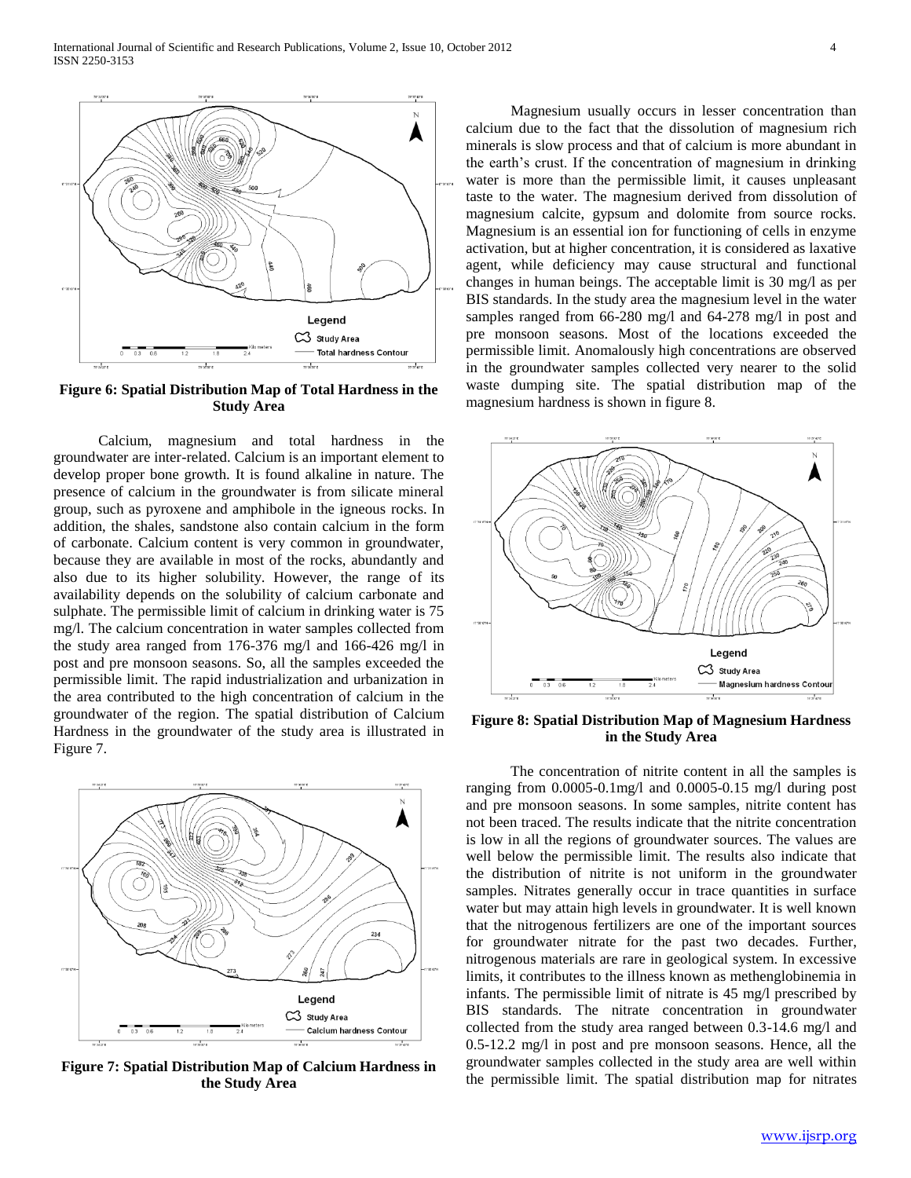**Figure 6: Spatial Distribution Map of Total Hardness in the Study Area**

Calcium, magnesium and total hardness in the groundwater are inter-related. Calcium is an important element to develop proper bone growth. It is found alkaline in nature. The presence of calcium in the groundwater is from silicate mineral group, such as pyroxene and amphibole in the igneous rocks. In addition, the shales, sandstone also contain calcium in the form of carbonate. Calcium content is very common in groundwater, because they are available in most of the rocks, abundantly and also due to its higher solubility. However, the range of its availability depends on the solubility of calcium carbonate and sulphate. The permissible limit of calcium in drinking water is 75 mg/l. The calcium concentration in water samples collected from the study area ranged from 176-376 mg/l and 166-426 mg/l in post and pre monsoon seasons. So, all the samples exceeded the permissible limit. The rapid industrialization and urbanization in the area contributed to the high concentration of calcium in the groundwater of the region. The spatial distribution of Calcium Hardness in the groundwater of the study area is illustrated in Figure 7.

**Figure 7: Spatial Distribution Map of Calcium Hardness in the Study Area**

Magnesium usually occurs in lesser concentration than calcium due to the fact that the dissolution of magnesium rich minerals is slow process and that of calcium is more abundant in the earth's crust. If the concentration of magnesium in drinking water is more than the permissible limit, it causes unpleasant taste to the water. The magnesium derived from dissolution of magnesium calcite, gypsum and dolomite from source rocks. Magnesium is an essential ion for functioning of cells in enzyme activation, but at higher concentration, it is considered as laxative agent, while deficiency may cause structural and functional changes in human beings. The acceptable limit is 30 mg/l as per BIS standards. In the study area the magnesium level in the water samples ranged from 66-280 mg/l and 64-278 mg/l in post and pre monsoon seasons. Most of the locations exceeded the permissible limit. Anomalously high concentrations are observed in the groundwater samples collected very nearer to the solid waste dumping site. The spatial distribution map of the magnesium hardness is shown in figure 8.

**Figure 8: Spatial Distribution Map of Magnesium Hardness in the Study Area**

The concentration of nitrite content in all the samples is ranging from 0.0005-0.1mg/l and 0.0005-0.15 mg/l during post and pre monsoon seasons. In some samples, nitrite content has not been traced. The results indicate that the nitrite concentration is low in all the regions of groundwater sources. The values are well below the permissible limit. The results also indicate that the distribution of nitrite is not uniform in the groundwater samples. Nitrates generally occur in trace quantities in surface water but may attain high levels in groundwater. It is well known that the nitrogenous fertilizers are one of the important sources for groundwater nitrate for the past two decades. Further, nitrogenous materials are rare in geological system. In excessive limits, it contributes to the illness known as methenglobinemia in infants. The permissible limit of nitrate is 45 mg/l prescribed by BIS standards. The nitrate concentration in groundwater collected from the study area ranged between 0.3-14.6 mg/l and 0.5-12.2 mg/l in post and pre monsoon seasons. Hence, all the groundwater samples collected in the study area are well within the permissible limit. The spatial distribution map for nitrates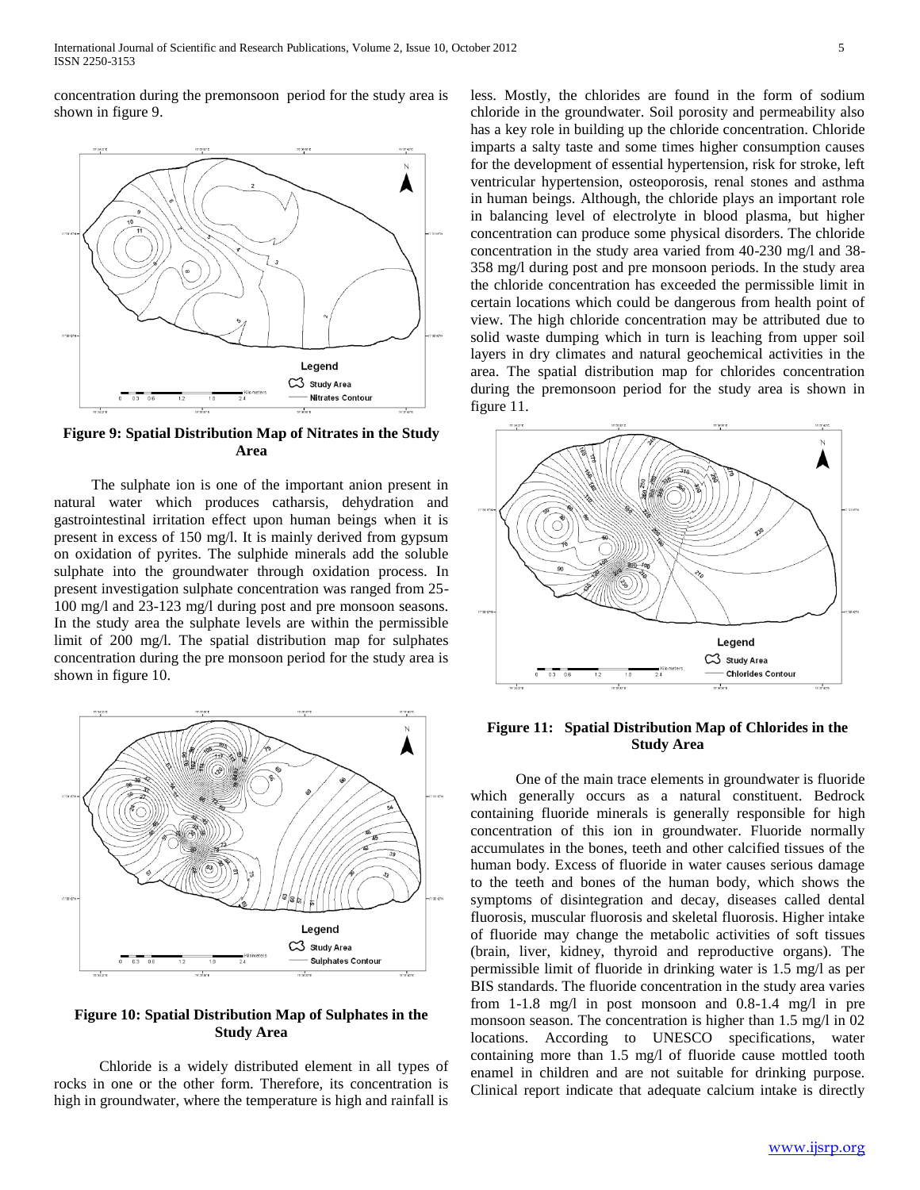concentration during the premonsoon period for the study area is shown in figure 9.

**Figure 9: Spatial Distribution Map of Nitrates in the Study Area**

The sulphate ion is one of the important anion present in natural water which produces catharsis, dehydration and gastrointestinal irritation effect upon human beings when it is present in excess of 150 mg/l. It is mainly derived from gypsum on oxidation of pyrites. The sulphide minerals add the soluble sulphate into the groundwater through oxidation process. In present investigation sulphate concentration was ranged from 25-100 mg/l and 23-123 mg/l during post and pre monsoon seasons. In the study area the sulphate levels are within the permissible limit of 200 mg/l. The spatial distribution map for sulphates concentration during the pre monsoon period for the study area is shown in figure 10.

**Figure 10: Spatial Distribution Map of Sulphates in the Study Area**

Chloride is a widely distributed element in all types of rocks in one or the other form. Therefore, its concentration is high in groundwater, where the temperature is high and rainfall is less. Mostly, the chlorides are found in the form of sodium chloride in the groundwater. Soil porosity and permeability also has a key role in building up the chloride concentration. Chloride imparts a salty taste and some times higher consumption causes for the development of essential hypertension, risk for stroke, left ventricular hypertension, osteoporosis, renal stones and asthma in human beings. Although, the chloride plays an important role in balancing level of electrolyte in blood plasma, but higher concentration can produce some physical disorders. The chloride concentration in the study area varied from 40-230 mg/l and 38-358 mg/l during post and pre monsoon periods. In the study area the chloride concentration has exceeded the permissible limit in certain locations which could be dangerous from health point of view. The high chloride concentration may be attributed due to solid waste dumping which in turn is leaching from upper soil layers in dry climates and natural geochemical activities in the area. The spatial distribution map for chlorides concentration during the premonsoon period for the study area is shown in figure 11.

**Figure 11: Spatial Distribution Map of Chlorides in the Study Area**

One of the main trace elements in groundwater is fluoride which generally occurs as a natural constituent. Bedrock containing fluoride minerals is generally responsible for high concentration of this ion in groundwater. Fluoride normally accumulates in the bones, teeth and other calcified tissues of the human body. Excess of fluoride in water causes serious damage to the teeth and bones of the human body, which shows the symptoms of disintegration and decay, diseases called dental fluorosis, muscular fluorosis and skeletal fluorosis. Higher intake of fluoride may change the metabolic activities of soft tissues (brain, liver, kidney, thyroid and reproductive organs). The permissible limit of fluoride in drinking water is 1.5 mg/l as per BIS standards. The fluoride concentration in the study area varies from 1-1.8 mg/l in post monsoon and 0.8-1.4 mg/l in pre monsoon season. The concentration is higher than 1.5 mg/l in 02 locations. According to UNESCO specifications, water containing more than 1.5 mg/l of fluoride cause mottled tooth enamel in children and are not suitable for drinking purpose. Clinical report indicate that adequate calcium intake is directly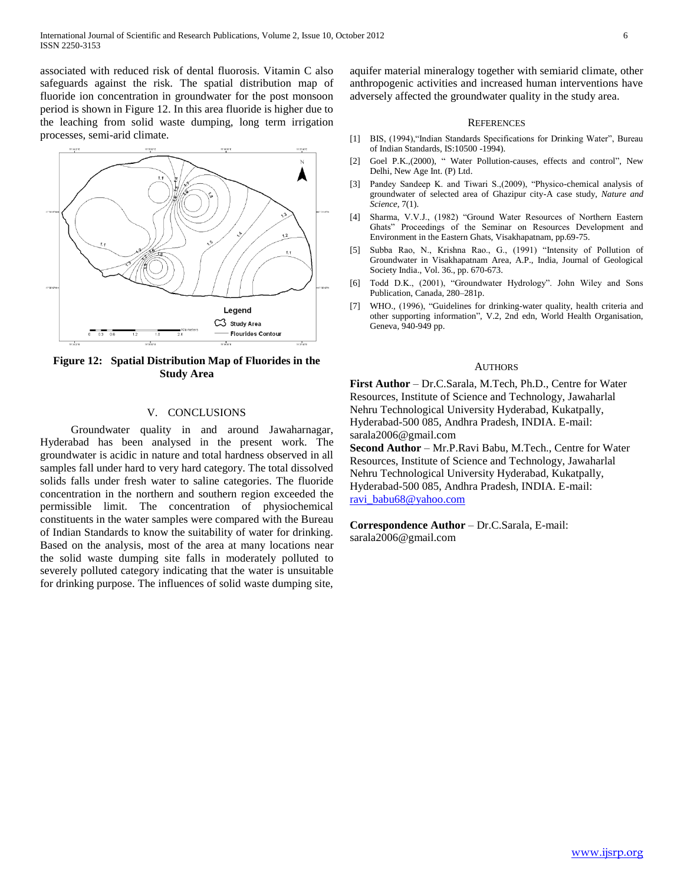associated with reduced risk of dental fluorosis. Vitamin C also safeguards against the risk. The spatial distribution map of fluoride ion concentration in groundwater for the post monsoon period is shown in Figure 12. In this area fluoride is higher due to the leaching from solid waste dumping, long term irrigation processes, semi-arid climate.

N

Legend

Study Area

Flourides Contour

Kilometers

0 0.3 0.6 1.2 1.8 2.4

**Figure 12: Spatial Distribution Map of Fluorides in the Study Area**

## V. CONCLUSIONS

Groundwater quality in and around Jawaharnagar, Hyderabad has been analysed in the present work. The groundwater is acidic in nature and total hardness observed in all samples fall under hard to very hard category. The total dissolved solids falls under fresh water to saline categories. The fluoride concentration in the northern and southern region exceeded the permissible limit. The concentration of physiochemical constituents in the water samples were compared with the Bureau of Indian Standards to know the suitability of water for drinking. Based on the analysis, most of the area at many locations near the solid waste dumping site falls in moderately polluted to severely polluted category indicating that the water is unsuitable for drinking purpose. The influences of solid waste dumping site, aquifer material mineralogy together with semiarid climate, other anthropogenic activities and increased human interventions have adversely affected the groundwater quality in the study area.

## REFERENCES

[1] BIS, (1994),"Indian Standards Specifications for Drinking Water", Bureau of Indian Standards, IS:10500 -1994).

[2] Goel P.K.,(2000), " Water Pollution-causes, effects and control", New Delhi, New Age Int. (P) Ltd.

[3] Pandey Sandeep K. and Tiwari S.,(2009), "Physico-chemical analysis of groundwater of selected area of Ghazipur city-A case study, *Nature and Science*, 7(1).

[4] Sharma, V.V.J., (1982) "Ground Water Resources of Northern Eastern Ghats" Proceedings of the Seminar on Resources Development and Environment in the Eastern Ghats, Visakhapatnam, pp.69-75.

[5] Subba Rao, N., Krishna Rao., G., (1991) "Intensity of Pollution of Groundwater in Visakhapatnam Area, A.P., India, Journal of Geological Society India., Vol. 36., pp. 670-673.

[6] Todd D.K., (2001), "Groundwater Hydrology". John Wiley and Sons Publication, Canada, 280–281p.

[7] WHO., (1996), "Guidelines for drinking-water quality, health criteria and other supporting information", V.2, 2nd edn, World Health Organisation, Geneva, 940-949 pp.

## AUTHORS

**First Author** – Dr.C.Sarala, M.Tech, Ph.D., Centre for Water Resources, Institute of Science and Technology, Jawaharlal Nehru Technological University Hyderabad, Kukatpally, Hyderabad-500 085, Andhra Pradesh, INDIA. E-mail: sarala2006@gmail.com

**Second Author** – Mr.P.Ravi Babu, M.Tech., Centre for Water Resources, Institute of Science and Technology, Jawaharlal Nehru Technological University Hyderabad, Kukatpally, Hyderabad-500 085, Andhra Pradesh, INDIA. E-mail: ravi_babu68@yahoo.com

**Correspondence Author** – Dr.C.Sarala, E-mail: sarala2006@gmail.com